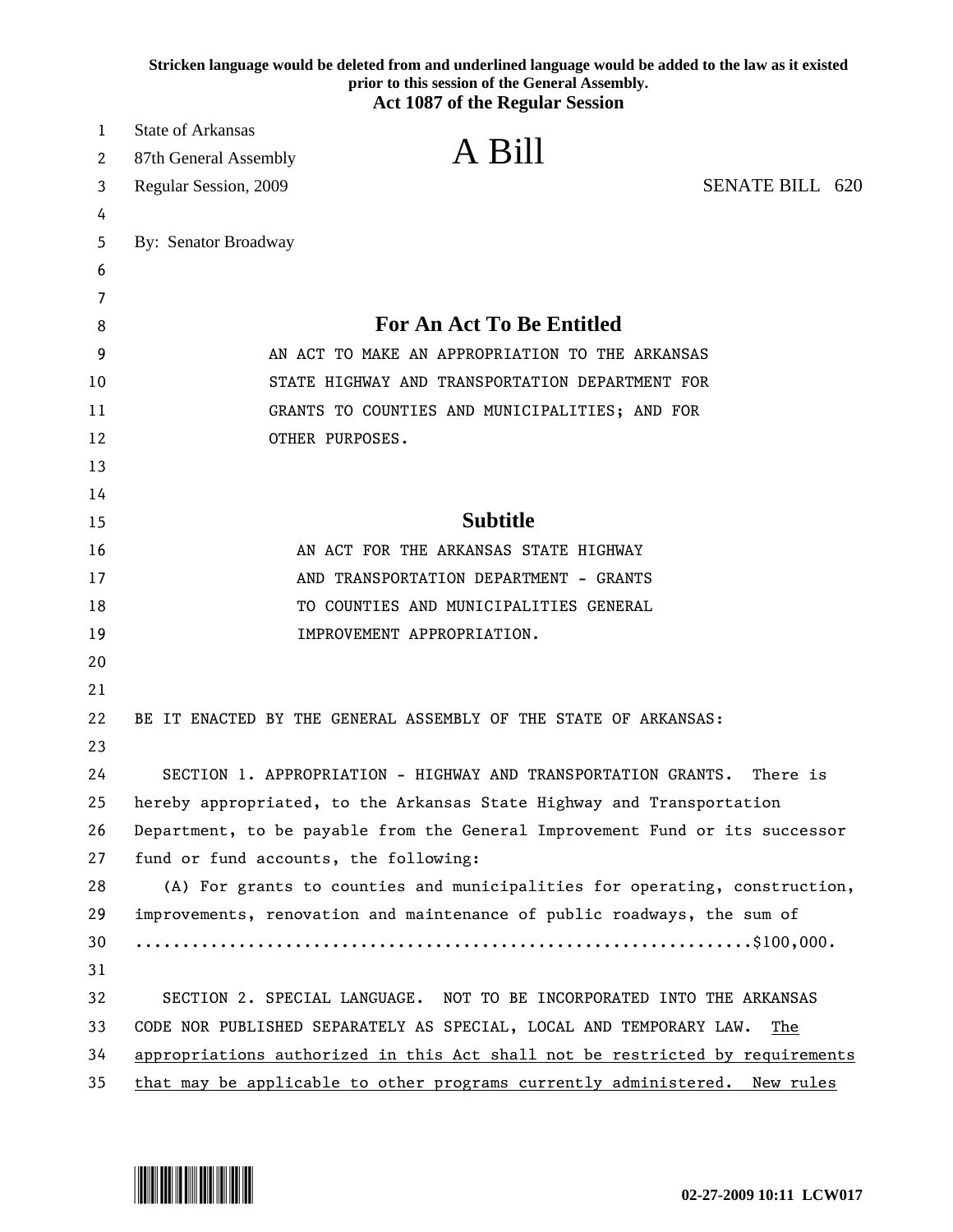Stricken language would be deleted from and underlined language would be added to the law as it existed prior to this session of the General Assembly.

**Act 1087 of the Regular Session**

State of Arkansas
87th General Assembly
Regular Session, 2009

# A Bill

SENATE BILL 620

By: Senator Broadway

## For An Act To Be Entitled

AN ACT TO MAKE AN APPROPRIATION TO THE ARKANSAS STATE HIGHWAY AND TRANSPORTATION DEPARTMENT FOR GRANTS TO COUNTIES AND MUNICIPALITIES; AND FOR OTHER PURPOSES.

## Subtitle

AN ACT FOR THE ARKANSAS STATE HIGHWAY AND TRANSPORTATION DEPARTMENT - GRANTS TO COUNTIES AND MUNICIPALITIES GENERAL IMPROVEMENT APPROPRIATION.

BE IT ENACTED BY THE GENERAL ASSEMBLY OF THE STATE OF ARKANSAS:

SECTION 1. APPROPRIATION - HIGHWAY AND TRANSPORTATION GRANTS. There is hereby appropriated, to the Arkansas State Highway and Transportation Department, to be payable from the General Improvement Fund or its successor fund or fund accounts, the following:

(A) For grants to counties and municipalities for operating, construction, improvements, renovation and maintenance of public roadways, the sum of ..............................................................$100,000.

SECTION 2. SPECIAL LANGUAGE. NOT TO BE INCORPORATED INTO THE ARKANSAS CODE NOR PUBLISHED SEPARATELY AS SPECIAL, LOCAL AND TEMPORARY LAW. <u>The appropriations authorized in this Act shall not be restricted by requirements that may be applicable to other programs currently administered. New rules</u>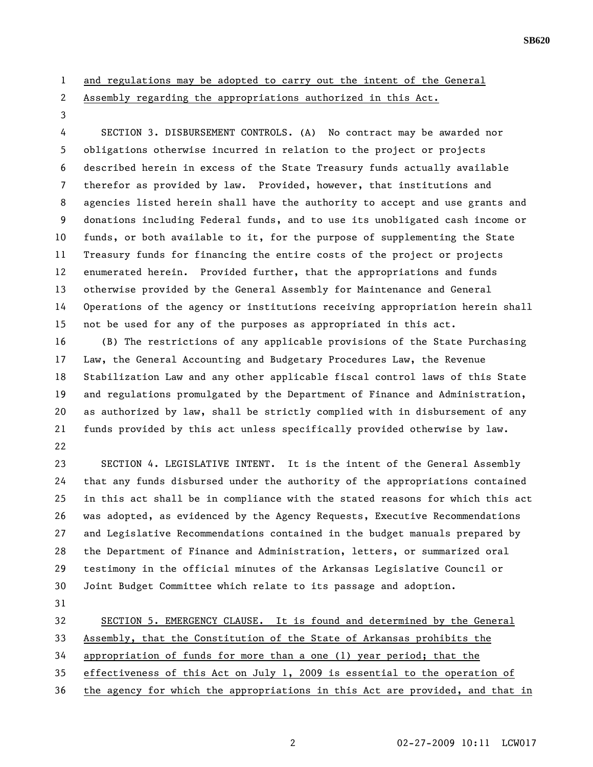and regulations may be adopted to carry out the intent of the General Assembly regarding the appropriations authorized in this Act.

SECTION 3. DISBURSEMENT CONTROLS. (A) No contract may be awarded nor obligations otherwise incurred in relation to the project or projects described herein in excess of the State Treasury funds actually available therefor as provided by law. Provided, however, that institutions and agencies listed herein shall have the authority to accept and use grants and donations including Federal funds, and to use its unobligated cash income or funds, or both available to it, for the purpose of supplementing the State Treasury funds for financing the entire costs of the project or projects enumerated herein. Provided further, that the appropriations and funds otherwise provided by the General Assembly for Maintenance and General Operations of the agency or institutions receiving appropriation herein shall not be used for any of the purposes as appropriated in this act.

(B) The restrictions of any applicable provisions of the State Purchasing Law, the General Accounting and Budgetary Procedures Law, the Revenue Stabilization Law and any other applicable fiscal control laws of this State and regulations promulgated by the Department of Finance and Administration, as authorized by law, shall be strictly complied with in disbursement of any funds provided by this act unless specifically provided otherwise by law.

SECTION 4. LEGISLATIVE INTENT. It is the intent of the General Assembly that any funds disbursed under the authority of the appropriations contained in this act shall be in compliance with the stated reasons for which this act was adopted, as evidenced by the Agency Requests, Executive Recommendations and Legislative Recommendations contained in the budget manuals prepared by the Department of Finance and Administration, letters, or summarized oral testimony in the official minutes of the Arkansas Legislative Council or Joint Budget Committee which relate to its passage and adoption.

SECTION 5. EMERGENCY CLAUSE. It is found and determined by the General Assembly, that the Constitution of the State of Arkansas prohibits the appropriation of funds for more than a one (1) year period; that the effectiveness of this Act on July 1, 2009 is essential to the operation of the agency for which the appropriations in this Act are provided, and that in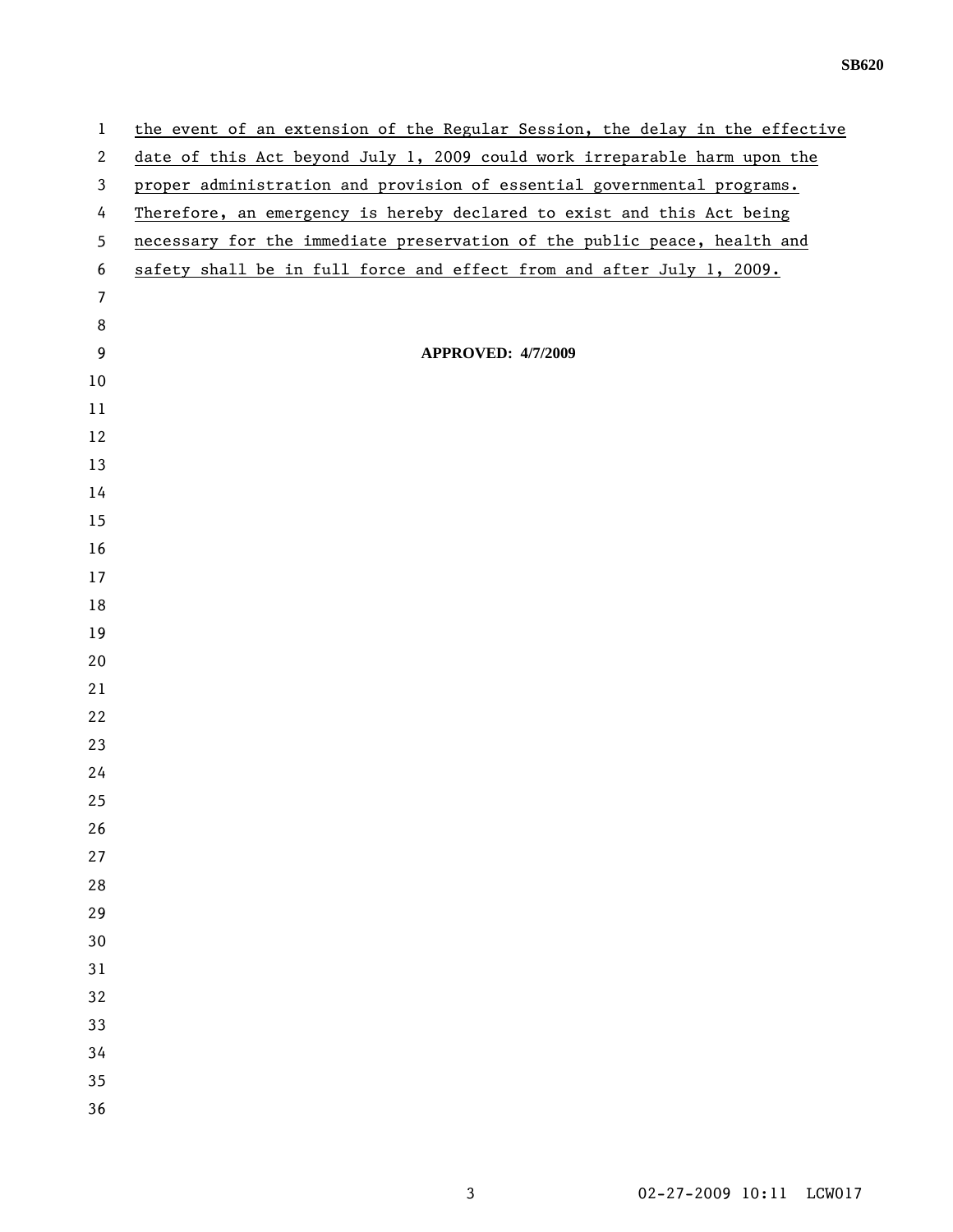the event of an extension of the Regular Session, the delay in the effective date of this Act beyond July 1, 2009 could work irreparable harm upon the proper administration and provision of essential governmental programs. Therefore, an emergency is hereby declared to exist and this Act being necessary for the immediate preservation of the public peace, health and safety shall be in full force and effect from and after July 1, 2009.

**APPROVED: 4/7/2009**